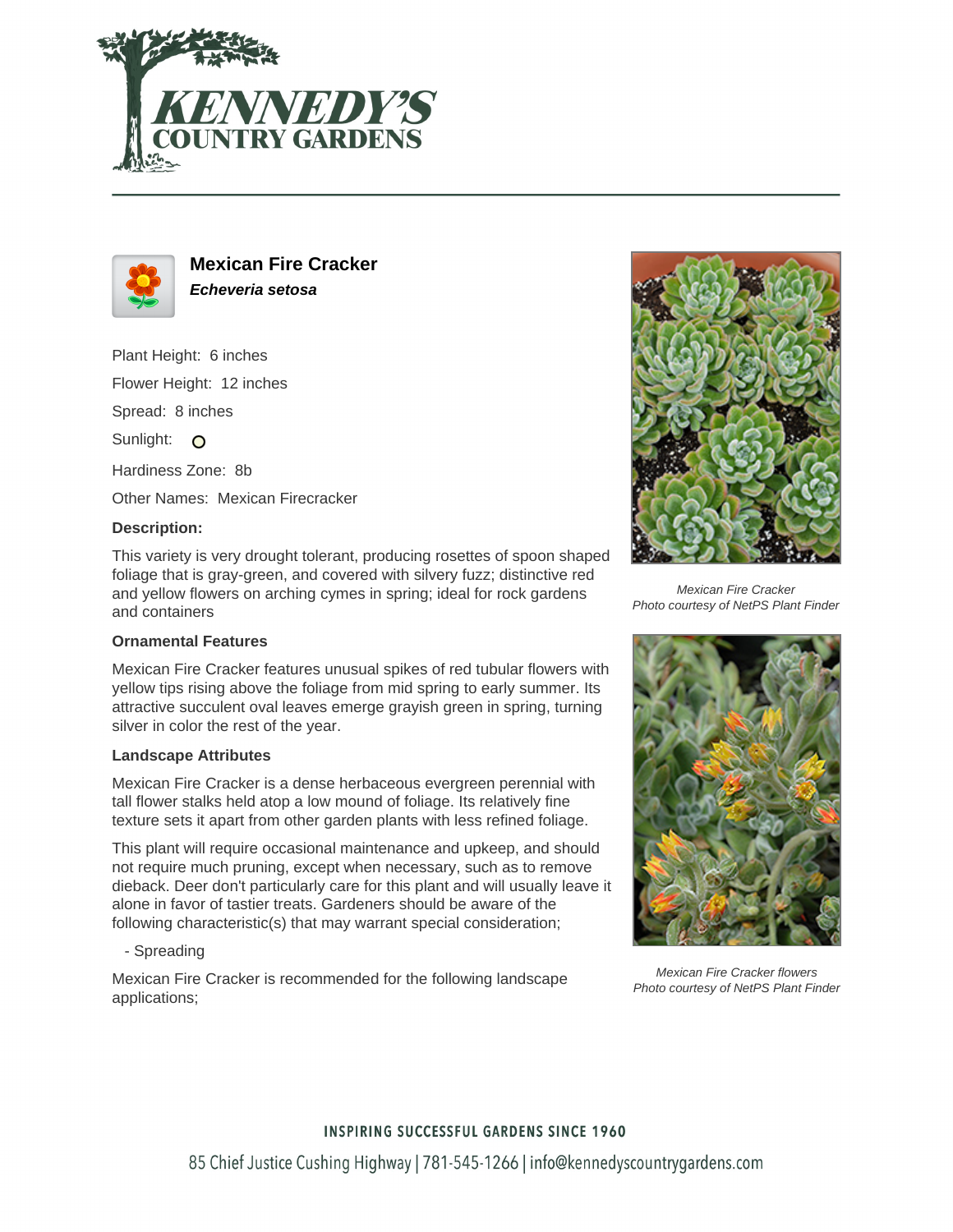# Mexican Fire Cracker

***Echeveria setosa***

Plant Height: 6 inches

Flower Height: 12 inches

Spread: 8 inches

Sunlight:

Hardiness Zone: 8b

Other Names: Mexican Firecracker

**Description:**

This variety is very drought tolerant, producing rosettes of spoon shaped foliage that is gray-green, and covered with silvery fuzz; distinctive red and yellow flowers on arching cymes in spring; ideal for rock gardens and containers

### Ornamental Features

Mexican Fire Cracker features unusual spikes of red tubular flowers with yellow tips rising above the foliage from mid spring to early summer. Its attractive succulent oval leaves emerge grayish green in spring, turning silver in color the rest of the year.

### Landscape Attributes

Mexican Fire Cracker is a dense herbaceous evergreen perennial with tall flower stalks held atop a low mound of foliage. Its relatively fine texture sets it apart from other garden plants with less refined foliage.

This plant will require occasional maintenance and upkeep, and should not require much pruning, except when necessary, such as to remove dieback. Deer don't particularly care for this plant and will usually leave it alone in favor of tastier treats. Gardeners should be aware of the following characteristic(s) that may warrant special consideration;

- Spreading

Mexican Fire Cracker is recommended for the following landscape applications;

*Mexican Fire Cracker*
*Photo courtesy of NetPS Plant Finder*

*Mexican Fire Cracker flowers*
*Photo courtesy of NetPS Plant Finder*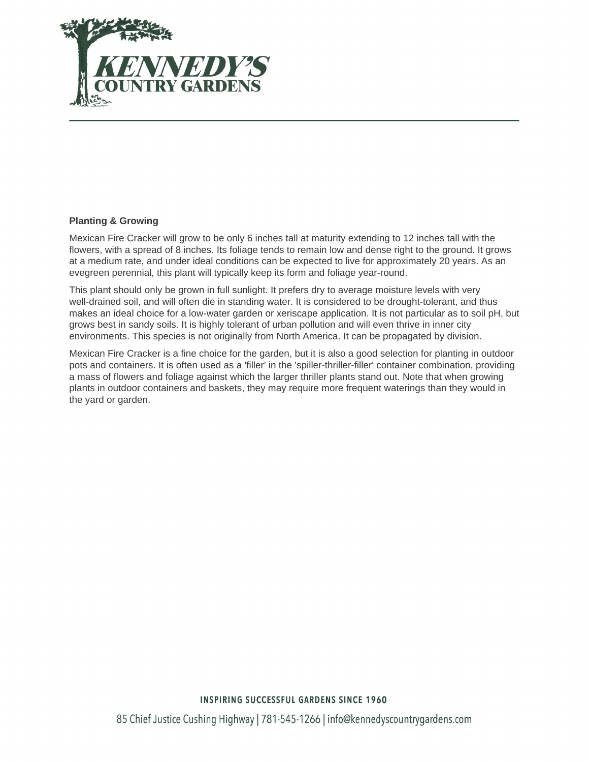**Planting & Growing**

Mexican Fire Cracker will grow to be only 6 inches tall at maturity extending to 12 inches tall with the flowers, with a spread of 8 inches. Its foliage tends to remain low and dense right to the ground. It grows at a medium rate, and under ideal conditions can be expected to live for approximately 20 years. As an evegreen perennial, this plant will typically keep its form and foliage year-round.

This plant should only be grown in full sunlight. It prefers dry to average moisture levels with very well-drained soil, and will often die in standing water. It is considered to be drought-tolerant, and thus makes an ideal choice for a low-water garden or xeriscape application. It is not particular as to soil pH, but grows best in sandy soils. It is highly tolerant of urban pollution and will even thrive in inner city environments. This species is not originally from North America. It can be propagated by division.

Mexican Fire Cracker is a fine choice for the garden, but it is also a good selection for planting in outdoor pots and containers. It is often used as a 'filler' in the 'spiller-thriller-filler' container combination, providing a mass of flowers and foliage against which the larger thriller plants stand out. Note that when growing plants in outdoor containers and baskets, they may require more frequent waterings than they would in the yard or garden.